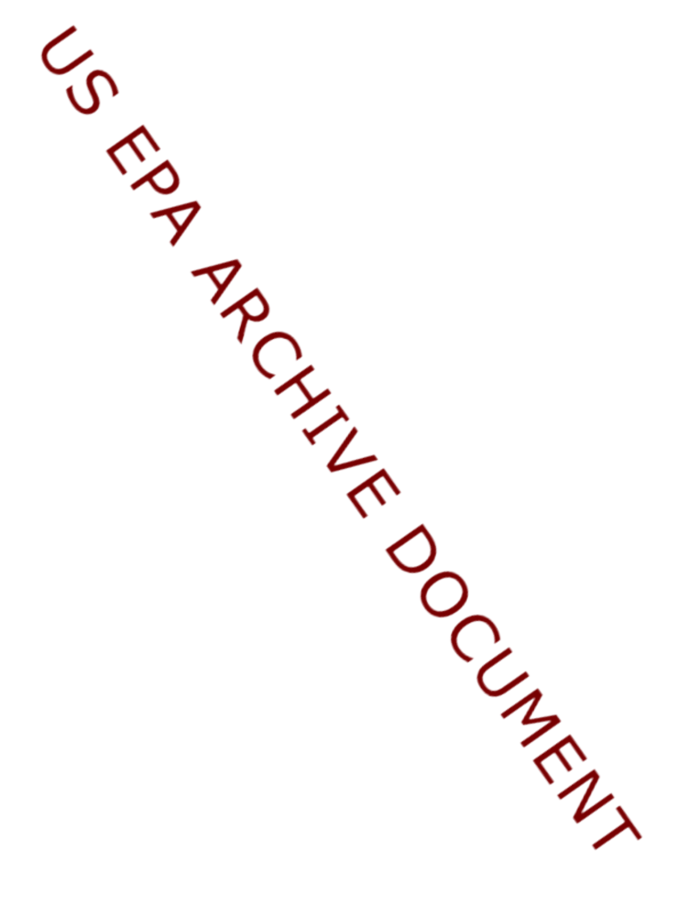US EPA ARCHIVE DOCUMENT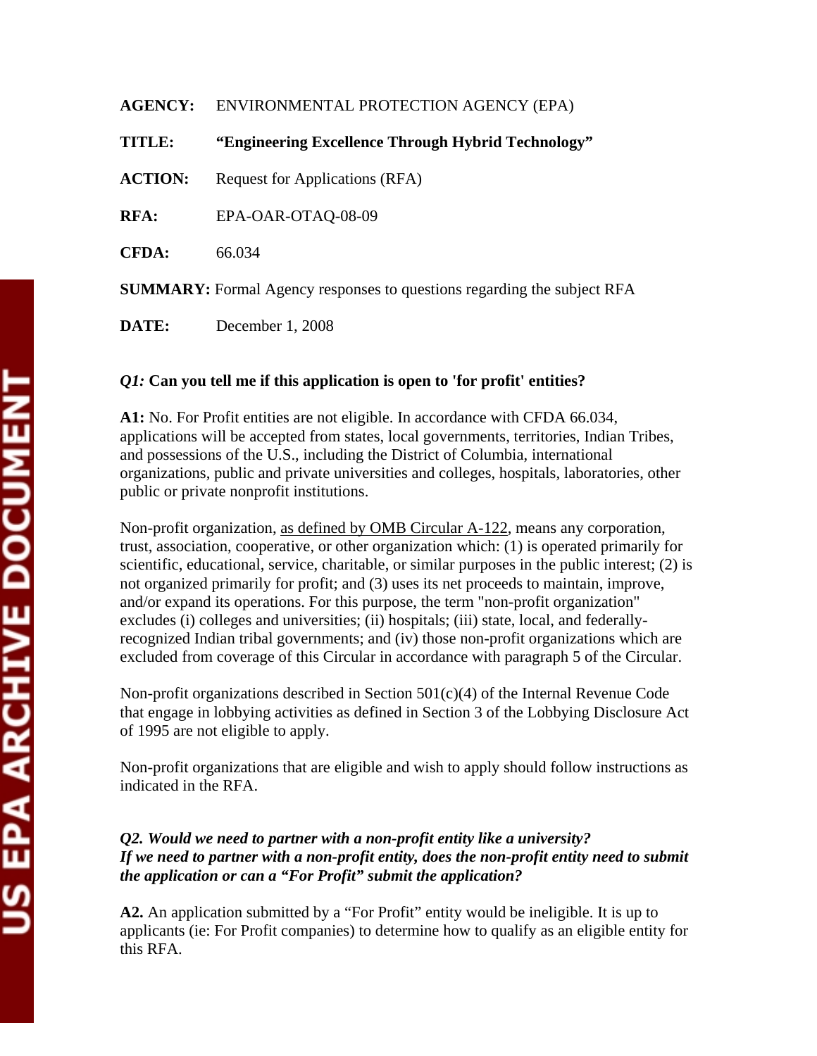**AGENCY:** ENVIRONMENTAL PROTECTION AGENCY (EPA)

**TITLE:** **"Engineering Excellence Through Hybrid Technology"**

**ACTION:** Request for Applications (RFA)

**RFA:** EPA-OAR-OTAQ-08-09

**CFDA:** 66.034

**SUMMARY:** Formal Agency responses to questions regarding the subject RFA

**DATE:** December 1, 2008

***Q1:* Can you tell me if this application is open to 'for profit' entities?**

**A1:** No. For Profit entities are not eligible. In accordance with CFDA 66.034, applications will be accepted from states, local governments, territories, Indian Tribes, and possessions of the U.S., including the District of Columbia, international organizations, public and private universities and colleges, hospitals, laboratories, other public or private nonprofit institutions.

Non-profit organization, as defined by OMB Circular A-122, means any corporation, trust, association, cooperative, or other organization which: (1) is operated primarily for scientific, educational, service, charitable, or similar purposes in the public interest; (2) is not organized primarily for profit; and (3) uses its net proceeds to maintain, improve, and/or expand its operations. For this purpose, the term "non-profit organization" excludes (i) colleges and universities; (ii) hospitals; (iii) state, local, and federally-recognized Indian tribal governments; and (iv) those non-profit organizations which are excluded from coverage of this Circular in accordance with paragraph 5 of the Circular.

Non-profit organizations described in Section 501(c)(4) of the Internal Revenue Code that engage in lobbying activities as defined in Section 3 of the Lobbying Disclosure Act of 1995 are not eligible to apply.

Non-profit organizations that are eligible and wish to apply should follow instructions as indicated in the RFA.

***Q2. Would we need to partner with a non-profit entity like a university? If we need to partner with a non-profit entity, does the non-profit entity need to submit the application or can a "For Profit" submit the application?***

**A2.** An application submitted by a "For Profit" entity would be ineligible. It is up to applicants (ie: For Profit companies) to determine how to qualify as an eligible entity for this RFA.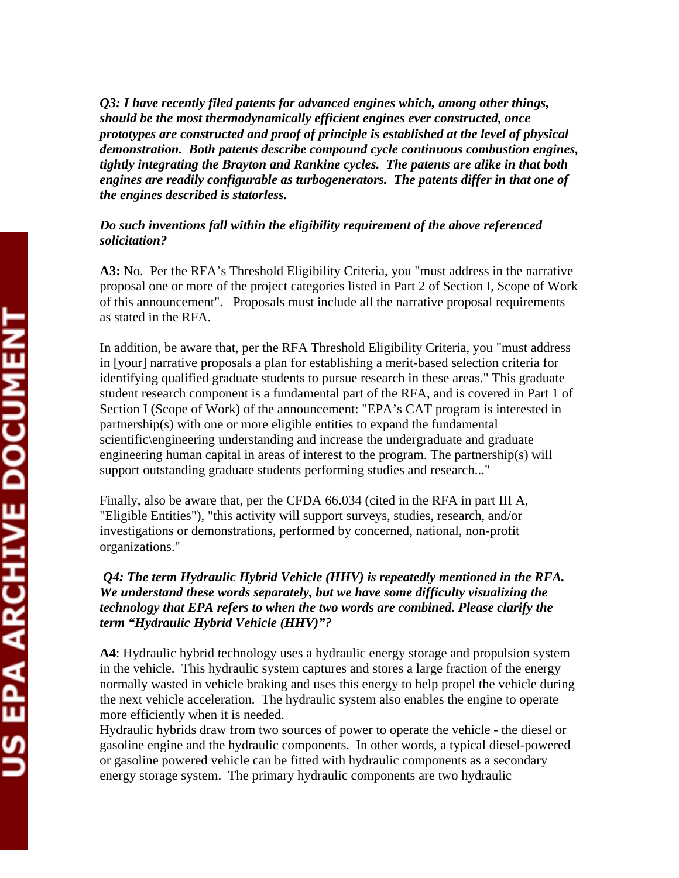***Q3: I have recently filed patents for advanced engines which, among other things, should be the most thermodynamically efficient engines ever constructed, once prototypes are constructed and proof of principle is established at the level of physical demonstration. Both patents describe compound cycle continuous combustion engines, tightly integrating the Brayton and Rankine cycles. The patents are alike in that both engines are readily configurable as turbogenerators. The patents differ in that one of the engines described is statorless.***

***Do such inventions fall within the eligibility requirement of the above referenced solicitation?***

**A3:** No. Per the RFA's Threshold Eligibility Criteria, you "must address in the narrative proposal one or more of the project categories listed in Part 2 of Section I, Scope of Work of this announcement". Proposals must include all the narrative proposal requirements as stated in the RFA.

In addition, be aware that, per the RFA Threshold Eligibility Criteria, you "must address in [your] narrative proposals a plan for establishing a merit-based selection criteria for identifying qualified graduate students to pursue research in these areas." This graduate student research component is a fundamental part of the RFA, and is covered in Part 1 of Section I (Scope of Work) of the announcement: "EPA's CAT program is interested in partnership(s) with one or more eligible entities to expand the fundamental scientific\engineering understanding and increase the undergraduate and graduate engineering human capital in areas of interest to the program. The partnership(s) will support outstanding graduate students performing studies and research..."

Finally, also be aware that, per the CFDA 66.034 (cited in the RFA in part III A, "Eligible Entities"), "this activity will support surveys, studies, research, and/or investigations or demonstrations, performed by concerned, national, non-profit organizations."

***Q4: The term Hydraulic Hybrid Vehicle (HHV) is repeatedly mentioned in the RFA. We understand these words separately, but we have some difficulty visualizing the technology that EPA refers to when the two words are combined. Please clarify the term "Hydraulic Hybrid Vehicle (HHV)"?***

**A4**: Hydraulic hybrid technology uses a hydraulic energy storage and propulsion system in the vehicle. This hydraulic system captures and stores a large fraction of the energy normally wasted in vehicle braking and uses this energy to help propel the vehicle during the next vehicle acceleration. The hydraulic system also enables the engine to operate more efficiently when it is needed.
Hydraulic hybrids draw from two sources of power to operate the vehicle - the diesel or gasoline engine and the hydraulic components. In other words, a typical diesel-powered or gasoline powered vehicle can be fitted with hydraulic components as a secondary energy storage system. The primary hydraulic components are two hydraulic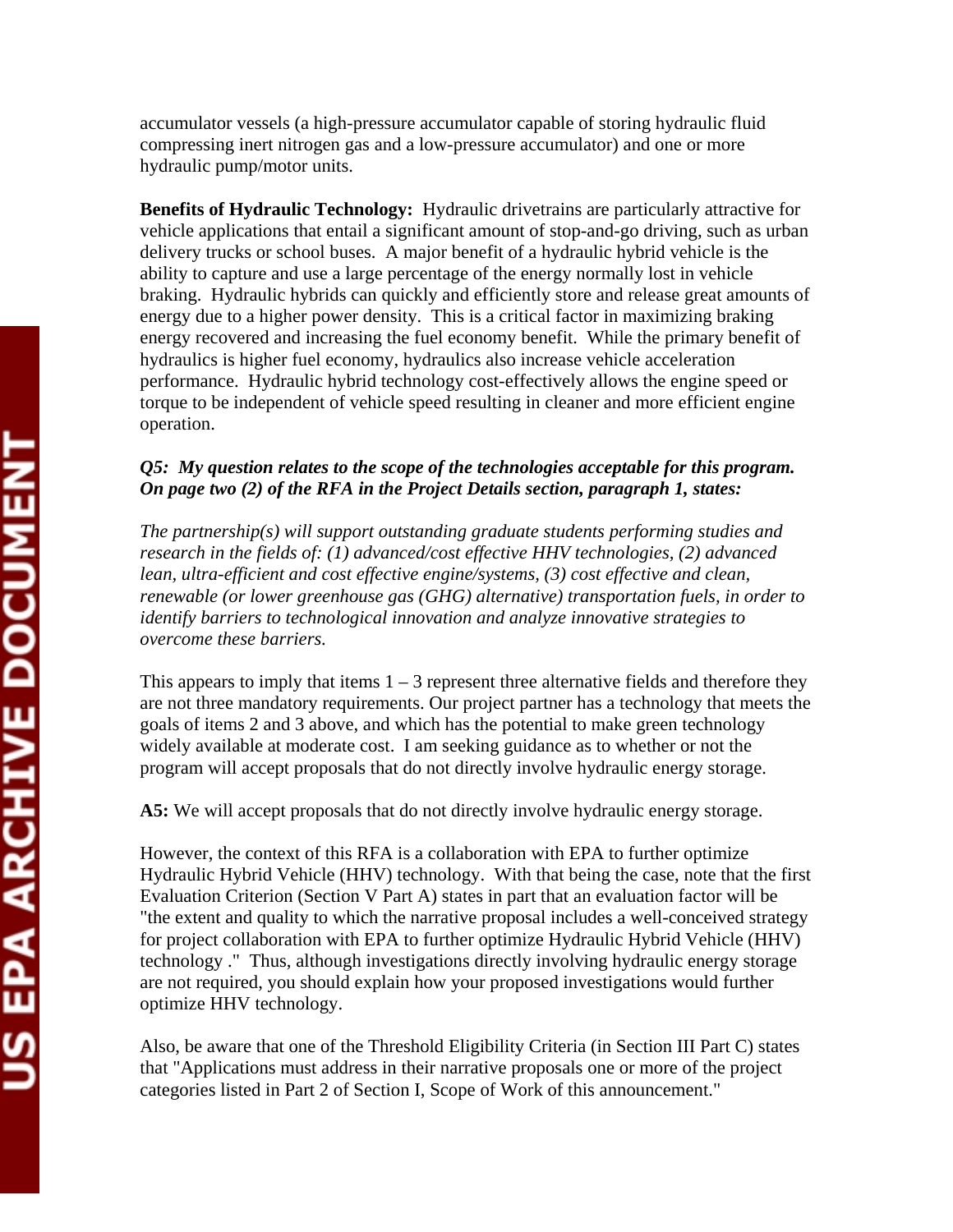accumulator vessels (a high-pressure accumulator capable of storing hydraulic fluid compressing inert nitrogen gas and a low-pressure accumulator) and one or more hydraulic pump/motor units.

**Benefits of Hydraulic Technology:** Hydraulic drivetrains are particularly attractive for vehicle applications that entail a significant amount of stop-and-go driving, such as urban delivery trucks or school buses. A major benefit of a hydraulic hybrid vehicle is the ability to capture and use a large percentage of the energy normally lost in vehicle braking. Hydraulic hybrids can quickly and efficiently store and release great amounts of energy due to a higher power density. This is a critical factor in maximizing braking energy recovered and increasing the fuel economy benefit. While the primary benefit of hydraulics is higher fuel economy, hydraulics also increase vehicle acceleration performance. Hydraulic hybrid technology cost-effectively allows the engine speed or torque to be independent of vehicle speed resulting in cleaner and more efficient engine operation.

***Q5: My question relates to the scope of the technologies acceptable for this program. On page two (2) of the RFA in the Project Details section, paragraph 1, states:***

*The partnership(s) will support outstanding graduate students performing studies and research in the fields of: (1) advanced/cost effective HHV technologies, (2) advanced lean, ultra-efficient and cost effective engine/systems, (3) cost effective and clean, renewable (or lower greenhouse gas (GHG) alternative) transportation fuels, in order to identify barriers to technological innovation and analyze innovative strategies to overcome these barriers.*

This appears to imply that items 1 – 3 represent three alternative fields and therefore they are not three mandatory requirements. Our project partner has a technology that meets the goals of items 2 and 3 above, and which has the potential to make green technology widely available at moderate cost. I am seeking guidance as to whether or not the program will accept proposals that do not directly involve hydraulic energy storage.

**A5:** We will accept proposals that do not directly involve hydraulic energy storage.

However, the context of this RFA is a collaboration with EPA to further optimize Hydraulic Hybrid Vehicle (HHV) technology. With that being the case, note that the first Evaluation Criterion (Section V Part A) states in part that an evaluation factor will be "the extent and quality to which the narrative proposal includes a well-conceived strategy for project collaboration with EPA to further optimize Hydraulic Hybrid Vehicle (HHV) technology ." Thus, although investigations directly involving hydraulic energy storage are not required, you should explain how your proposed investigations would further optimize HHV technology.

Also, be aware that one of the Threshold Eligibility Criteria (in Section III Part C) states that "Applications must address in their narrative proposals one or more of the project categories listed in Part 2 of Section I, Scope of Work of this announcement."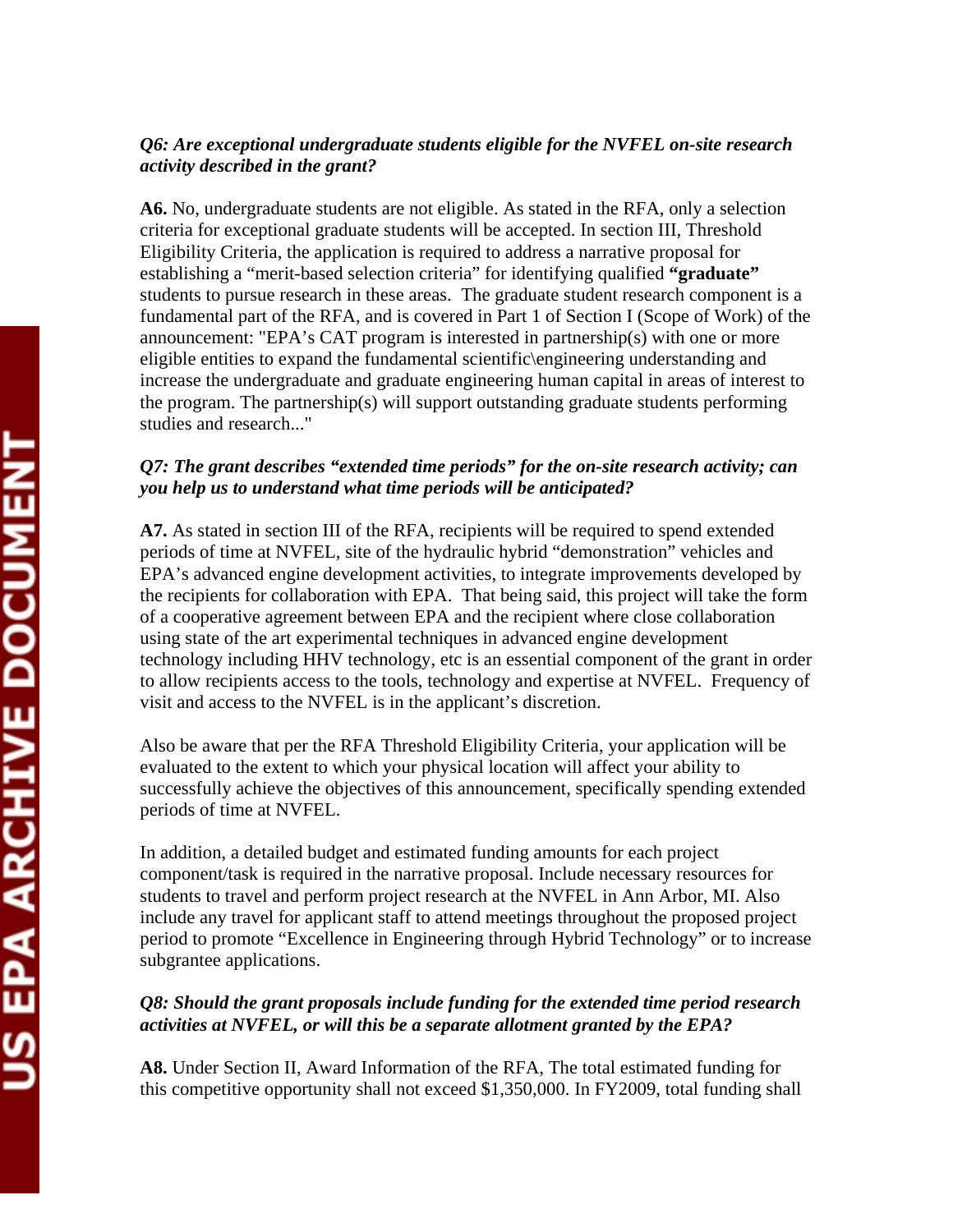***Q6: Are exceptional undergraduate students eligible for the NVFEL on-site research activity described in the grant?***

**A6.** No, undergraduate students are not eligible. As stated in the RFA, only a selection criteria for exceptional graduate students will be accepted. In section III, Threshold Eligibility Criteria, the application is required to address a narrative proposal for establishing a "merit-based selection criteria" for identifying qualified **"graduate"** students to pursue research in these areas. The graduate student research component is a fundamental part of the RFA, and is covered in Part 1 of Section I (Scope of Work) of the announcement: "EPA's CAT program is interested in partnership(s) with one or more eligible entities to expand the fundamental scientific\engineering understanding and increase the undergraduate and graduate engineering human capital in areas of interest to the program. The partnership(s) will support outstanding graduate students performing studies and research..."

***Q7: The grant describes "extended time periods" for the on-site research activity; can you help us to understand what time periods will be anticipated?***

**A7.** As stated in section III of the RFA, recipients will be required to spend extended periods of time at NVFEL, site of the hydraulic hybrid "demonstration" vehicles and EPA's advanced engine development activities, to integrate improvements developed by the recipients for collaboration with EPA. That being said, this project will take the form of a cooperative agreement between EPA and the recipient where close collaboration using state of the art experimental techniques in advanced engine development technology including HHV technology, etc is an essential component of the grant in order to allow recipients access to the tools, technology and expertise at NVFEL. Frequency of visit and access to the NVFEL is in the applicant's discretion.

Also be aware that per the RFA Threshold Eligibility Criteria, your application will be evaluated to the extent to which your physical location will affect your ability to successfully achieve the objectives of this announcement, specifically spending extended periods of time at NVFEL.

In addition, a detailed budget and estimated funding amounts for each project component/task is required in the narrative proposal. Include necessary resources for students to travel and perform project research at the NVFEL in Ann Arbor, MI. Also include any travel for applicant staff to attend meetings throughout the proposed project period to promote "Excellence in Engineering through Hybrid Technology" or to increase subgrantee applications.

***Q8: Should the grant proposals include funding for the extended time period research activities at NVFEL, or will this be a separate allotment granted by the EPA?***

**A8.** Under Section II, Award Information of the RFA, The total estimated funding for this competitive opportunity shall not exceed $1,350,000. In FY2009, total funding shall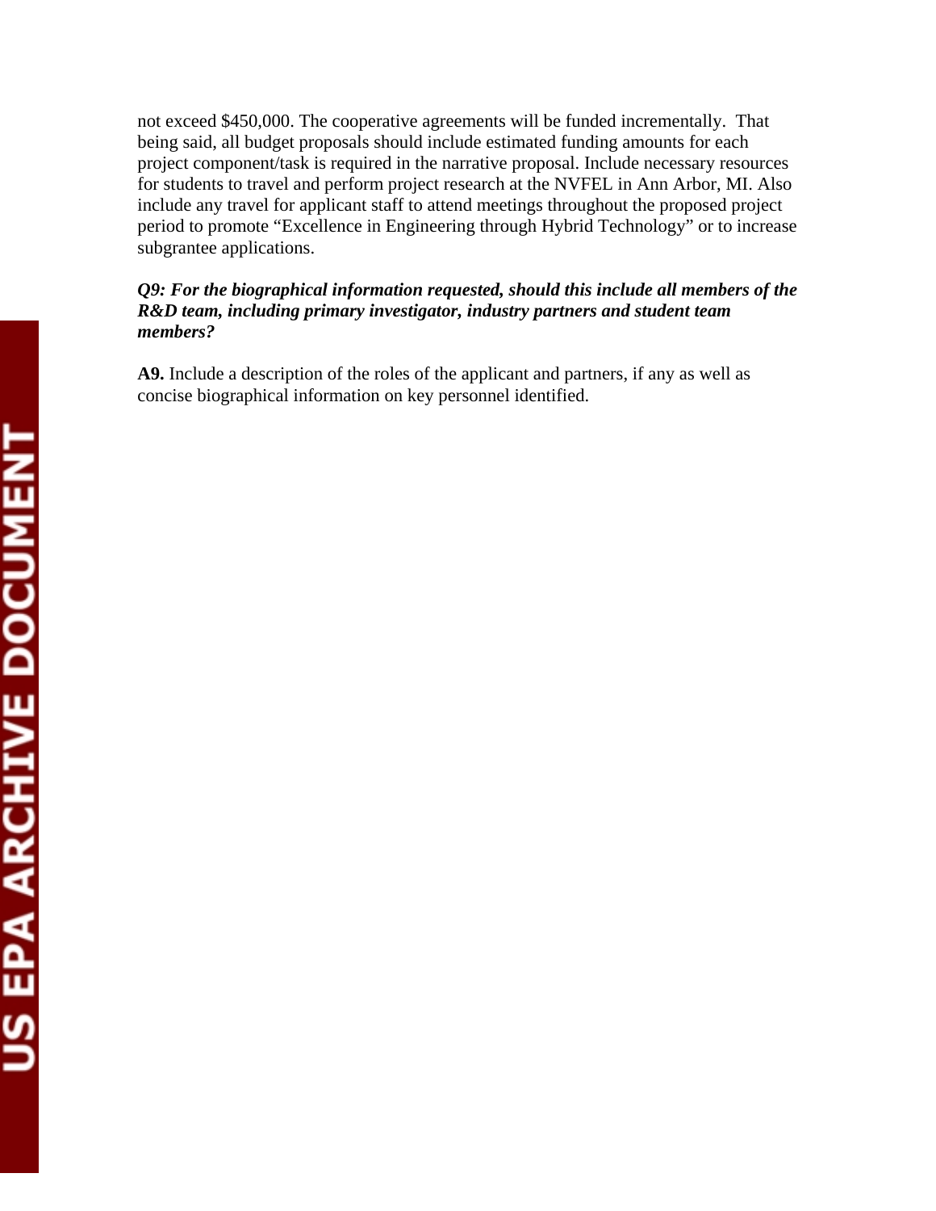not exceed $450,000. The cooperative agreements will be funded incrementally. That being said, all budget proposals should include estimated funding amounts for each project component/task is required in the narrative proposal. Include necessary resources for students to travel and perform project research at the NVFEL in Ann Arbor, MI. Also include any travel for applicant staff to attend meetings throughout the proposed project period to promote "Excellence in Engineering through Hybrid Technology" or to increase subgrantee applications.

***Q9: For the biographical information requested, should this include all members of the R&D team, including primary investigator, industry partners and student team members?***

**A9.** Include a description of the roles of the applicant and partners, if any as well as concise biographical information on key personnel identified.